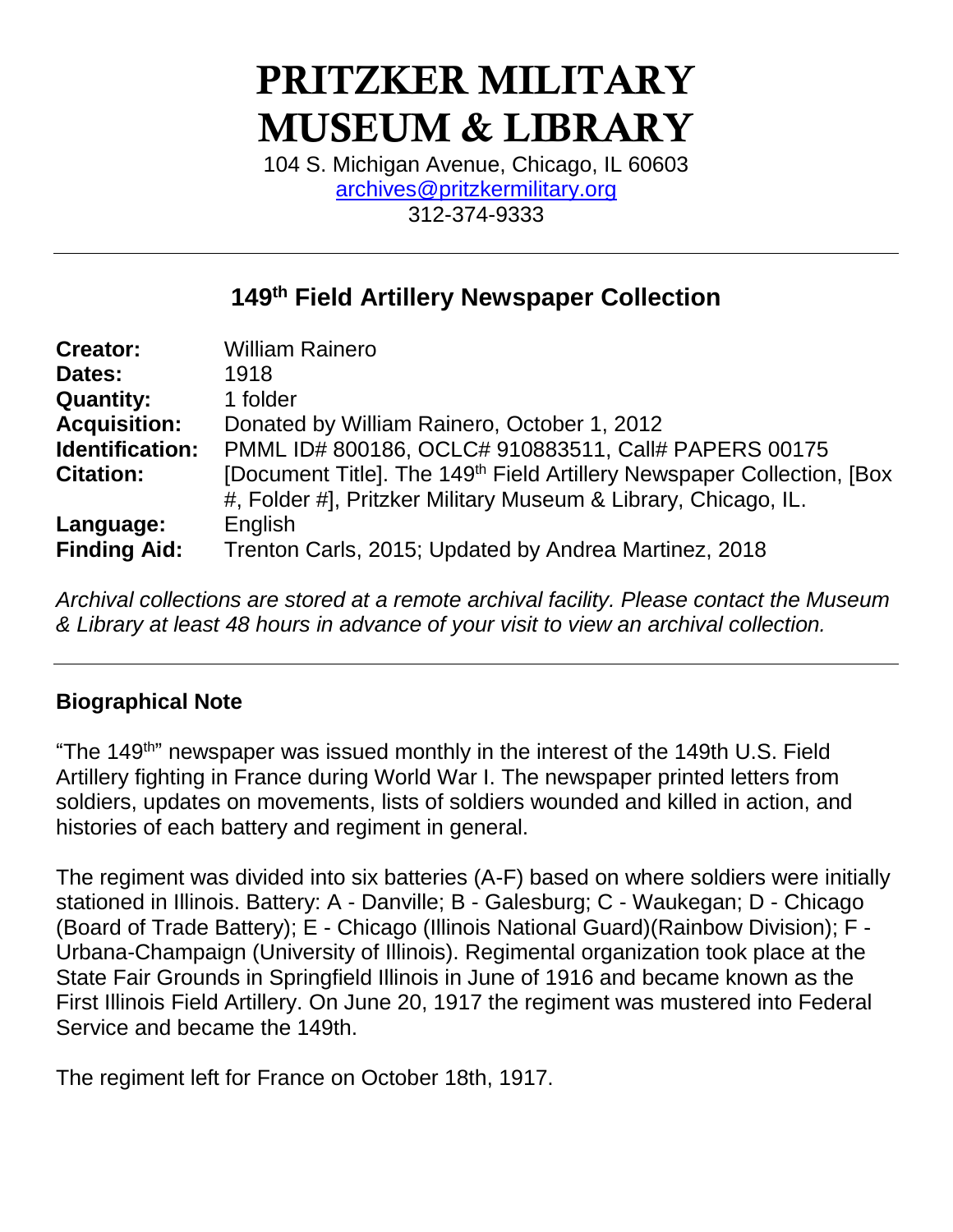# PRITZKER MILITARY MUSEUM & LIBRARY

104 S. Michigan Avenue, Chicago, IL 60603
archives@pritzkermilitary.org
312-374-9333

---

## 149th Field Artillery Newspaper Collection

| | |
|---|---|
| **Creator:** | William Rainero |
| **Dates:** | 1918 |
| **Quantity:** | 1 folder |
| **Acquisition:** | Donated by William Rainero, October 1, 2012 |
| **Identification:** | PMML ID# 800186, OCLC# 910883511, Call# PAPERS 00175 |
| **Citation:** | [Document Title]. The 149th Field Artillery Newspaper Collection, [Box #, Folder #], Pritzker Military Museum & Library, Chicago, IL. |
| **Language:** | English |
| **Finding Aid:** | Trenton Carls, 2015; Updated by Andrea Martinez, 2018 |

*Archival collections are stored at a remote archival facility. Please contact the Museum & Library at least 48 hours in advance of your visit to view an archival collection.*

---

### Biographical Note

"The 149th" newspaper was issued monthly in the interest of the 149th U.S. Field Artillery fighting in France during World War I. The newspaper printed letters from soldiers, updates on movements, lists of soldiers wounded and killed in action, and histories of each battery and regiment in general.

The regiment was divided into six batteries (A-F) based on where soldiers were initially stationed in Illinois. Battery: A - Danville; B - Galesburg; C - Waukegan; D - Chicago (Board of Trade Battery); E - Chicago (Illinois National Guard)(Rainbow Division); F - Urbana-Champaign (University of Illinois). Regimental organization took place at the State Fair Grounds in Springfield Illinois in June of 1916 and became known as the First Illinois Field Artillery. On June 20, 1917 the regiment was mustered into Federal Service and became the 149th.

The regiment left for France on October 18th, 1917.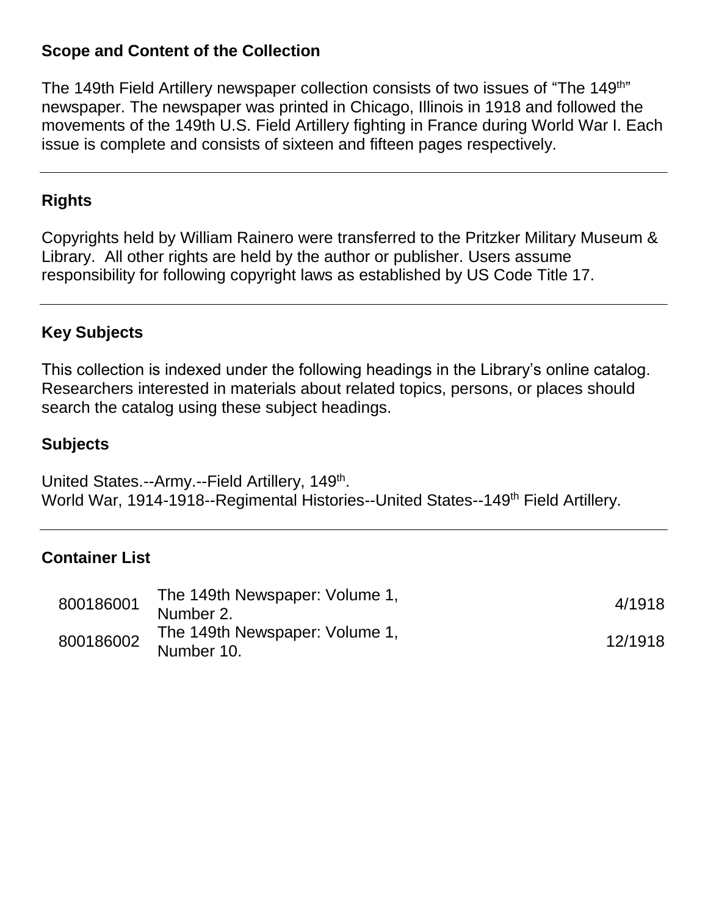## Scope and Content of the Collection

The 149th Field Artillery newspaper collection consists of two issues of "The 149th" newspaper. The newspaper was printed in Chicago, Illinois in 1918 and followed the movements of the 149th U.S. Field Artillery fighting in France during World War I. Each issue is complete and consists of sixteen and fifteen pages respectively.

## Rights

Copyrights held by William Rainero were transferred to the Pritzker Military Museum & Library. All other rights are held by the author or publisher. Users assume responsibility for following copyright laws as established by US Code Title 17.

## Key Subjects

This collection is indexed under the following headings in the Library's online catalog. Researchers interested in materials about related topics, persons, or places should search the catalog using these subject headings.

### Subjects

United States.--Army.--Field Artillery, 149th.
World War, 1914-1918--Regimental Histories--United States--149th Field Artillery.

## Container List

| | | |
|---|---|---|
| 800186001 | The 149th Newspaper: Volume 1, Number 2. | 4/1918 |
| 800186002 | The 149th Newspaper: Volume 1, Number 10. | 12/1918 |